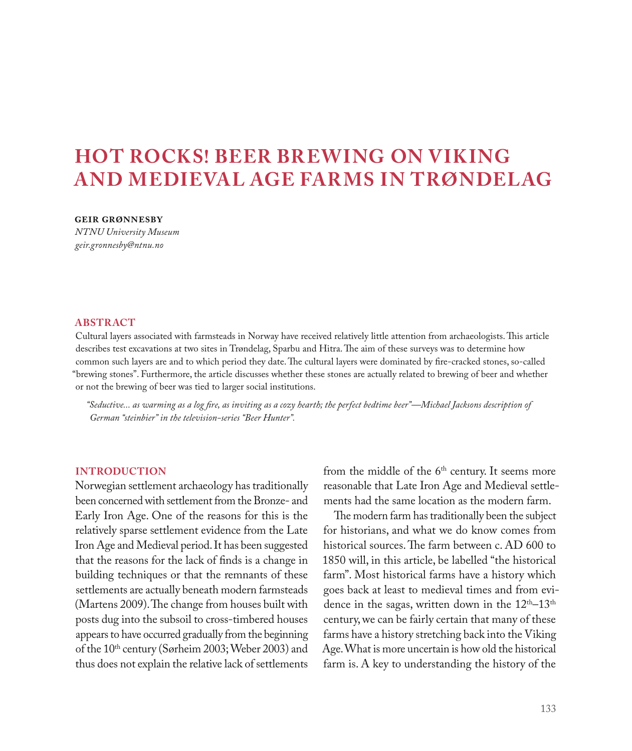# HOT ROCKS! BEER BREWING ON VIKING AND MEDIEVAL AGE FARMS IN TRØNDELAG

**GEIR GRØNNESBY**
*NTNU University Museum*
*geir.gronnesby@ntnu.no*

## ABSTRACT

Cultural layers associated with farmsteads in Norway have received relatively little attention from archaeologists. This article describes test excavations at two sites in Trøndelag, Sparbu and Hitra. The aim of these surveys was to determine how common such layers are and to which period they date. The cultural layers were dominated by fire-cracked stones, so-called "brewing stones". Furthermore, the article discusses whether these stones are actually related to brewing of beer and whether or not the brewing of beer was tied to larger social institutions.

*"Seductive... as warming as a log fire, as inviting as a cozy hearth; the perfect bedtime beer"—Michael Jacksons description of German "steinbier" in the television-series "Beer Hunter".*

## INTRODUCTION

Norwegian settlement archaeology has traditionally been concerned with settlement from the Bronze- and Early Iron Age. One of the reasons for this is the relatively sparse settlement evidence from the Late Iron Age and Medieval period. It has been suggested that the reasons for the lack of finds is a change in building techniques or that the remnants of these settlements are actually beneath modern farmsteads (Martens 2009). The change from houses built with posts dug into the subsoil to cross-timbered houses appears to have occurred gradually from the beginning of the 10th century (Sørheim 2003; Weber 2003) and thus does not explain the relative lack of settlements from the middle of the 6th century. It seems more reasonable that Late Iron Age and Medieval settlements had the same location as the modern farm.

The modern farm has traditionally been the subject for historians, and what we do know comes from historical sources. The farm between c. AD 600 to 1850 will, in this article, be labelled "the historical farm". Most historical farms have a history which goes back at least to medieval times and from evidence in the sagas, written down in the 12th–13th century, we can be fairly certain that many of these farms have a history stretching back into the Viking Age. What is more uncertain is how old the historical farm is. A key to understanding the history of the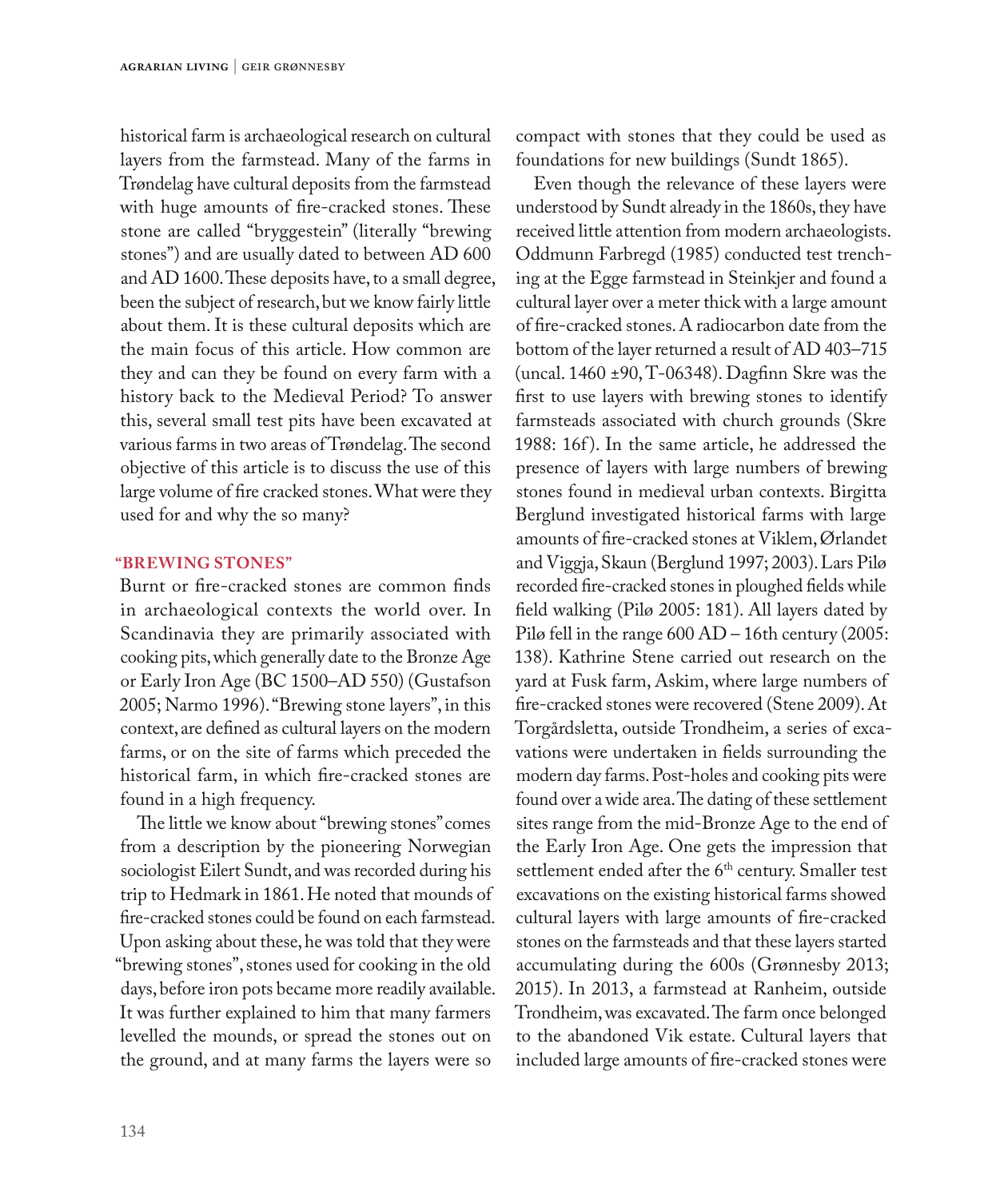historical farm is archaeological research on cultural layers from the farmstead. Many of the farms in Trøndelag have cultural deposits from the farmstead with huge amounts of fire-cracked stones. These stone are called "bryggestein" (literally "brewing stones") and are usually dated to between AD 600 and AD 1600. These deposits have, to a small degree, been the subject of research, but we know fairly little about them. It is these cultural deposits which are the main focus of this article. How common are they and can they be found on every farm with a history back to the Medieval Period? To answer this, several small test pits have been excavated at various farms in two areas of Trøndelag. The second objective of this article is to discuss the use of this large volume of fire cracked stones. What were they used for and why the so many?

## "BREWING STONES"

Burnt or fire-cracked stones are common finds in archaeological contexts the world over. In Scandinavia they are primarily associated with cooking pits, which generally date to the Bronze Age or Early Iron Age (BC 1500–AD 550) (Gustafson 2005; Narmo 1996). "Brewing stone layers", in this context, are defined as cultural layers on the modern farms, or on the site of farms which preceded the historical farm, in which fire-cracked stones are found in a high frequency.

The little we know about "brewing stones" comes from a description by the pioneering Norwegian sociologist Eilert Sundt, and was recorded during his trip to Hedmark in 1861. He noted that mounds of fire-cracked stones could be found on each farmstead. Upon asking about these, he was told that they were "brewing stones", stones used for cooking in the old days, before iron pots became more readily available. It was further explained to him that many farmers levelled the mounds, or spread the stones out on the ground, and at many farms the layers were so compact with stones that they could be used as foundations for new buildings (Sundt 1865).

Even though the relevance of these layers were understood by Sundt already in the 1860s, they have received little attention from modern archaeologists. Oddmunn Farbregd (1985) conducted test trenching at the Egge farmstead in Steinkjer and found a cultural layer over a meter thick with a large amount of fire-cracked stones. A radiocarbon date from the bottom of the layer returned a result of AD 403–715 (uncal. 1460 ±90, T-06348). Dagfinn Skre was the first to use layers with brewing stones to identify farmsteads associated with church grounds (Skre 1988: 16f). In the same article, he addressed the presence of layers with large numbers of brewing stones found in medieval urban contexts. Birgitta Berglund investigated historical farms with large amounts of fire-cracked stones at Viklem, Ørlandet and Viggja, Skaun (Berglund 1997; 2003). Lars Pilø recorded fire-cracked stones in ploughed fields while field walking (Pilø 2005: 181). All layers dated by Pilø fell in the range 600 AD – 16th century (2005: 138). Kathrine Stene carried out research on the yard at Fusk farm, Askim, where large numbers of fire-cracked stones were recovered (Stene 2009). At Torgårdsletta, outside Trondheim, a series of excavations were undertaken in fields surrounding the modern day farms. Post-holes and cooking pits were found over a wide area. The dating of these settlement sites range from the mid-Bronze Age to the end of the Early Iron Age. One gets the impression that settlement ended after the 6th century. Smaller test excavations on the existing historical farms showed cultural layers with large amounts of fire-cracked stones on the farmsteads and that these layers started accumulating during the 600s (Grønnesby 2013; 2015). In 2013, a farmstead at Ranheim, outside Trondheim, was excavated. The farm once belonged to the abandoned Vik estate. Cultural layers that included large amounts of fire-cracked stones were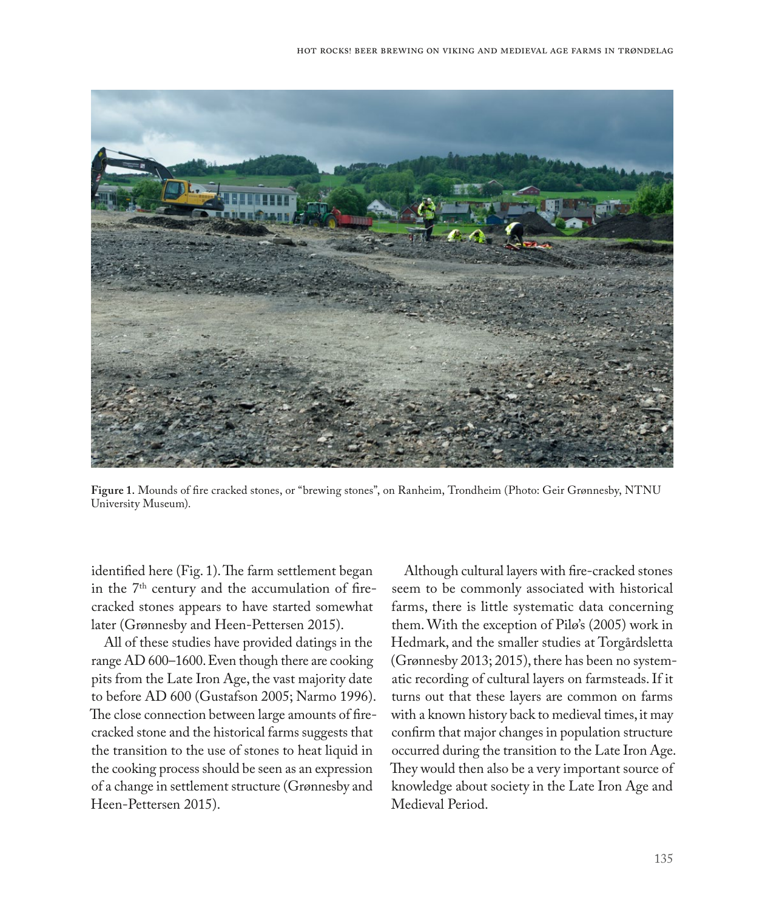Figure 1. Mounds of fire cracked stones, or "brewing stones", on Ranheim, Trondheim (Photo: Geir Grønnesby, NTNU University Museum).

identified here (Fig. 1). The farm settlement began in the 7th century and the accumulation of fire-cracked stones appears to have started somewhat later (Grønnesby and Heen-Pettersen 2015).

All of these studies have provided datings in the range AD 600–1600. Even though there are cooking pits from the Late Iron Age, the vast majority date to before AD 600 (Gustafson 2005; Narmo 1996). The close connection between large amounts of fire-cracked stone and the historical farms suggests that the transition to the use of stones to heat liquid in the cooking process should be seen as an expression of a change in settlement structure (Grønnesby and Heen-Pettersen 2015).

Although cultural layers with fire-cracked stones seem to be commonly associated with historical farms, there is little systematic data concerning them. With the exception of Pilø's (2005) work in Hedmark, and the smaller studies at Torgårdsletta (Grønnesby 2013; 2015), there has been no systematic recording of cultural layers on farmsteads. If it turns out that these layers are common on farms with a known history back to medieval times, it may confirm that major changes in population structure occurred during the transition to the Late Iron Age. They would then also be a very important source of knowledge about society in the Late Iron Age and Medieval Period.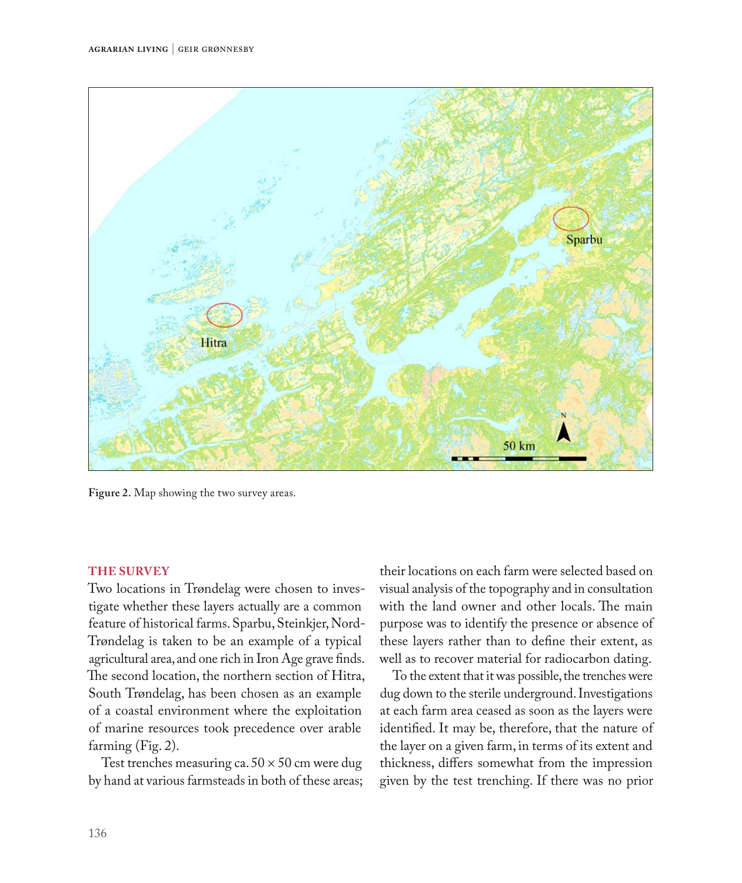Figure 2. Map showing the two survey areas.

## THE SURVEY

Two locations in Trøndelag were chosen to investigate whether these layers actually are a common feature of historical farms. Sparbu, Steinkjer, Nord-Trøndelag is taken to be an example of a typical agricultural area, and one rich in Iron Age grave finds. The second location, the northern section of Hitra, South Trøndelag, has been chosen as an example of a coastal environment where the exploitation of marine resources took precedence over arable farming (Fig. 2).

Test trenches measuring ca. 50 × 50 cm were dug by hand at various farmsteads in both of these areas; their locations on each farm were selected based on visual analysis of the topography and in consultation with the land owner and other locals. The main purpose was to identify the presence or absence of these layers rather than to define their extent, as well as to recover material for radiocarbon dating.

To the extent that it was possible, the trenches were dug down to the sterile underground. Investigations at each farm area ceased as soon as the layers were identified. It may be, therefore, that the nature of the layer on a given farm, in terms of its extent and thickness, differs somewhat from the impression given by the test trenching. If there was no prior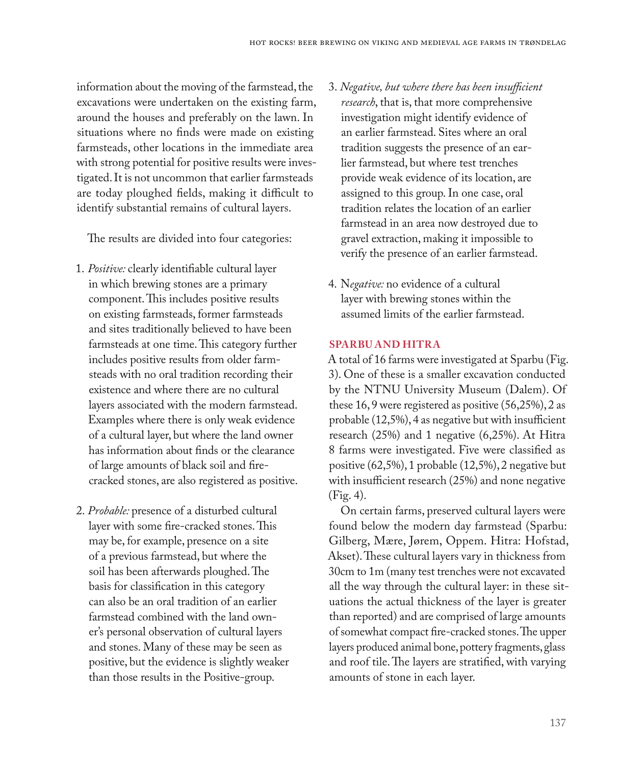information about the moving of the farmstead, the excavations were undertaken on the existing farm, around the houses and preferably on the lawn. In situations where no finds were made on existing farmsteads, other locations in the immediate area with strong potential for positive results were investigated. It is not uncommon that earlier farmsteads are today ploughed fields, making it difficult to identify substantial remains of cultural layers.

The results are divided into four categories:

1. *Positive:* clearly identifiable cultural layer in which brewing stones are a primary component. This includes positive results on existing farmsteads, former farmsteads and sites traditionally believed to have been farmsteads at one time. This category further includes positive results from older farmsteads with no oral tradition recording their existence and where there are no cultural layers associated with the modern farmstead. Examples where there is only weak evidence of a cultural layer, but where the land owner has information about finds or the clearance of large amounts of black soil and fire-cracked stones, are also registered as positive.

2. *Probable:* presence of a disturbed cultural layer with some fire-cracked stones. This may be, for example, presence on a site of a previous farmstead, but where the soil has been afterwards ploughed. The basis for classification in this category can also be an oral tradition of an earlier farmstead combined with the land owner's personal observation of cultural layers and stones. Many of these may be seen as positive, but the evidence is slightly weaker than those results in the Positive-group.

3. *Negative, but where there has been insufficient research*, that is, that more comprehensive investigation might identify evidence of an earlier farmstead. Sites where an oral tradition suggests the presence of an earlier farmstead, but where test trenches provide weak evidence of its location, are assigned to this group. In one case, oral tradition relates the location of an earlier farmstead in an area now destroyed due to gravel extraction, making it impossible to verify the presence of an earlier farmstead.

4. N*egative:* no evidence of a cultural layer with brewing stones within the assumed limits of the earlier farmstead.

## SPARBU AND HITRA

A total of 16 farms were investigated at Sparbu (Fig. 3). One of these is a smaller excavation conducted by the NTNU University Museum (Dalem). Of these 16, 9 were registered as positive (56,25%), 2 as probable (12,5%), 4 as negative but with insufficient research (25%) and 1 negative (6,25%). At Hitra 8 farms were investigated. Five were classified as positive (62,5%), 1 probable (12,5%), 2 negative but with insufficient research (25%) and none negative (Fig. 4).

On certain farms, preserved cultural layers were found below the modern day farmstead (Sparbu: Gilberg, Mære, Jørem, Oppem. Hitra: Hofstad, Akset). These cultural layers vary in thickness from 30cm to 1m (many test trenches were not excavated all the way through the cultural layer: in these situations the actual thickness of the layer is greater than reported) and are comprised of large amounts of somewhat compact fire-cracked stones. The upper layers produced animal bone, pottery fragments, glass and roof tile. The layers are stratified, with varying amounts of stone in each layer.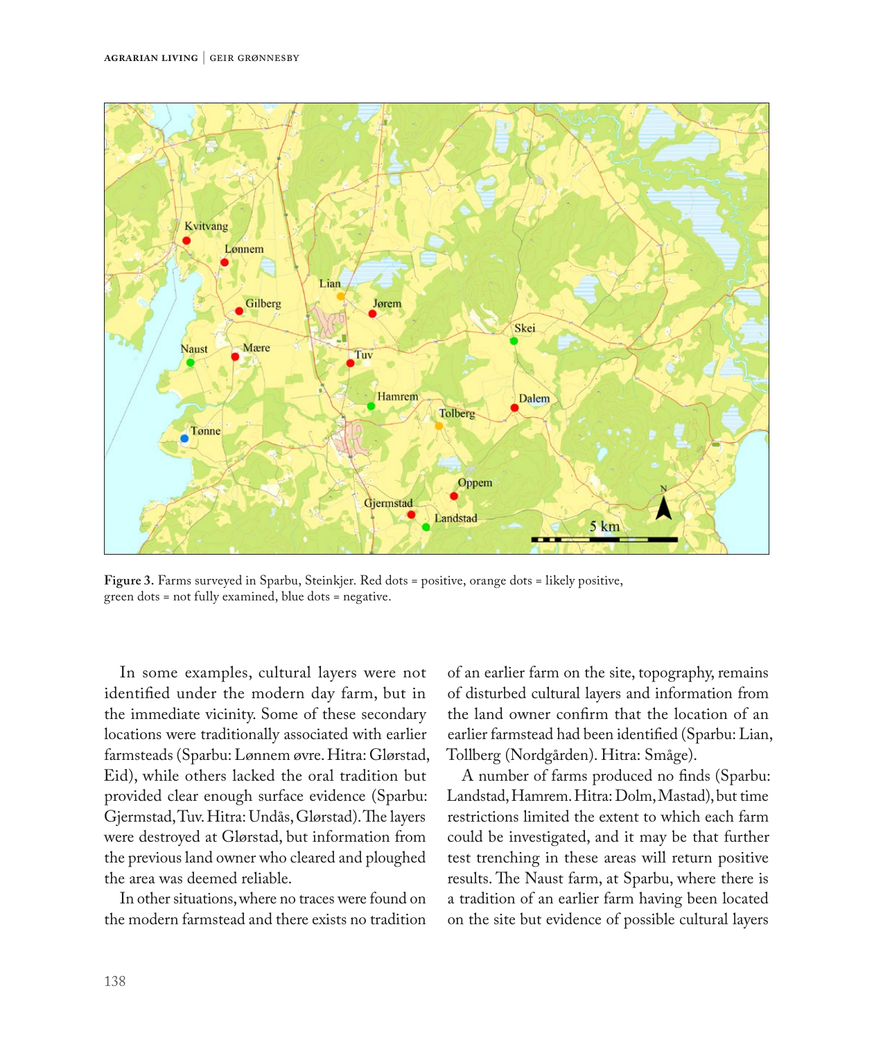**Figure 3.** Farms surveyed in Sparbu, Steinkjer. Red dots = positive, orange dots = likely positive, green dots = not fully examined, blue dots = negative.

In some examples, cultural layers were not identified under the modern day farm, but in the immediate vicinity. Some of these secondary locations were traditionally associated with earlier farmsteads (Sparbu: Lønnem øvre. Hitra: Glørstad, Eid), while others lacked the oral tradition but provided clear enough surface evidence (Sparbu: Gjermstad, Tuv. Hitra: Undås, Glørstad). The layers were destroyed at Glørstad, but information from the previous land owner who cleared and ploughed the area was deemed reliable.

In other situations, where no traces were found on the modern farmstead and there exists no tradition of an earlier farm on the site, topography, remains of disturbed cultural layers and information from the land owner confirm that the location of an earlier farmstead had been identified (Sparbu: Lian, Tollberg (Nordgården). Hitra: Småge).

A number of farms produced no finds (Sparbu: Landstad, Hamrem. Hitra: Dolm, Mastad), but time restrictions limited the extent to which each farm could be investigated, and it may be that further test trenching in these areas will return positive results. The Naust farm, at Sparbu, where there is a tradition of an earlier farm having been located on the site but evidence of possible cultural layers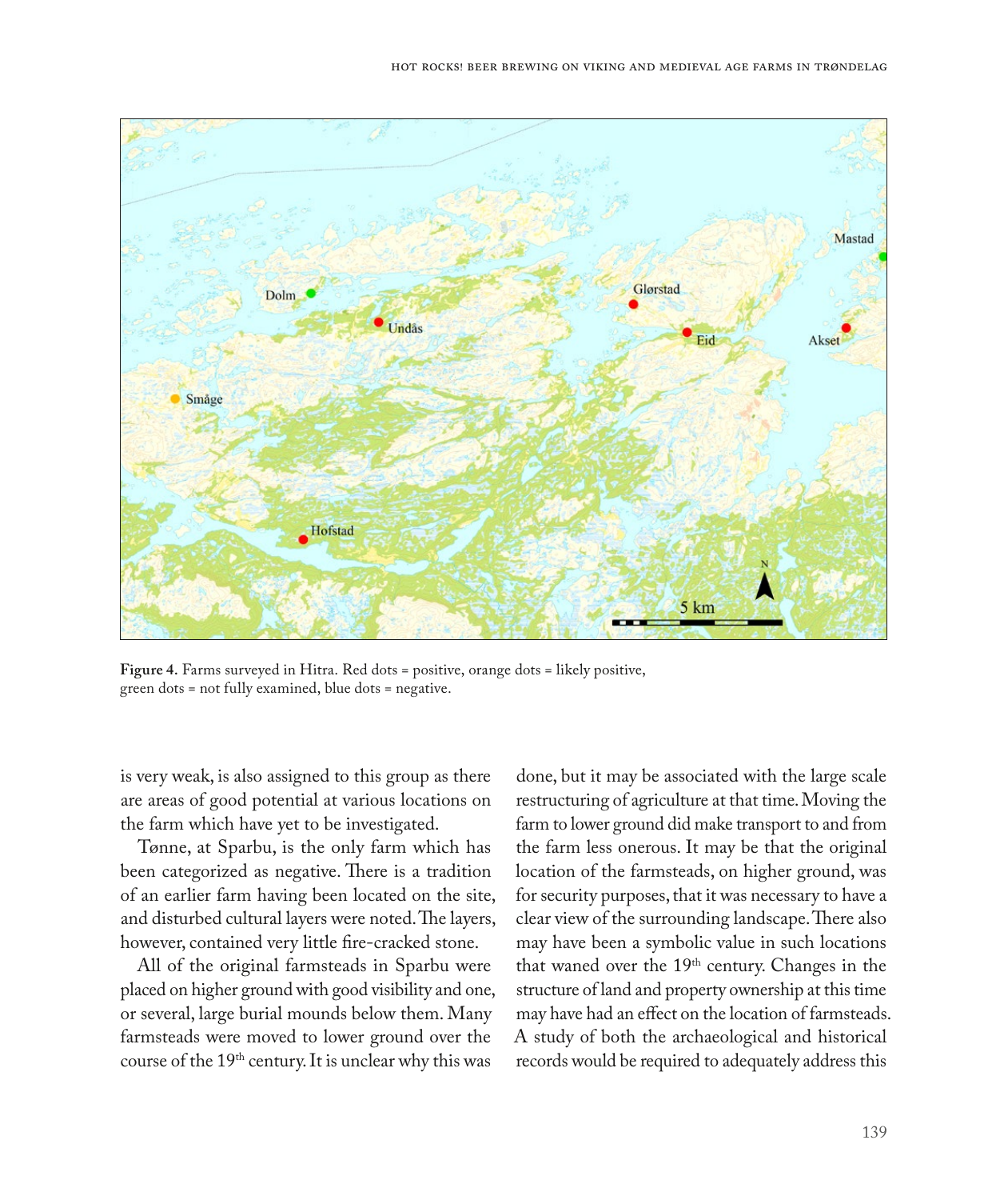**Figure 4.** Farms surveyed in Hitra. Red dots = positive, orange dots = likely positive, green dots = not fully examined, blue dots = negative.

is very weak, is also assigned to this group as there are areas of good potential at various locations on the farm which have yet to be investigated.

Tønne, at Sparbu, is the only farm which has been categorized as negative. There is a tradition of an earlier farm having been located on the site, and disturbed cultural layers were noted. The layers, however, contained very little fire-cracked stone.

All of the original farmsteads in Sparbu were placed on higher ground with good visibility and one, or several, large burial mounds below them. Many farmsteads were moved to lower ground over the course of the 19th century. It is unclear why this was done, but it may be associated with the large scale restructuring of agriculture at that time. Moving the farm to lower ground did make transport to and from the farm less onerous. It may be that the original location of the farmsteads, on higher ground, was for security purposes, that it was necessary to have a clear view of the surrounding landscape. There also may have been a symbolic value in such locations that waned over the 19th century. Changes in the structure of land and property ownership at this time may have had an effect on the location of farmsteads. A study of both the archaeological and historical records would be required to adequately address this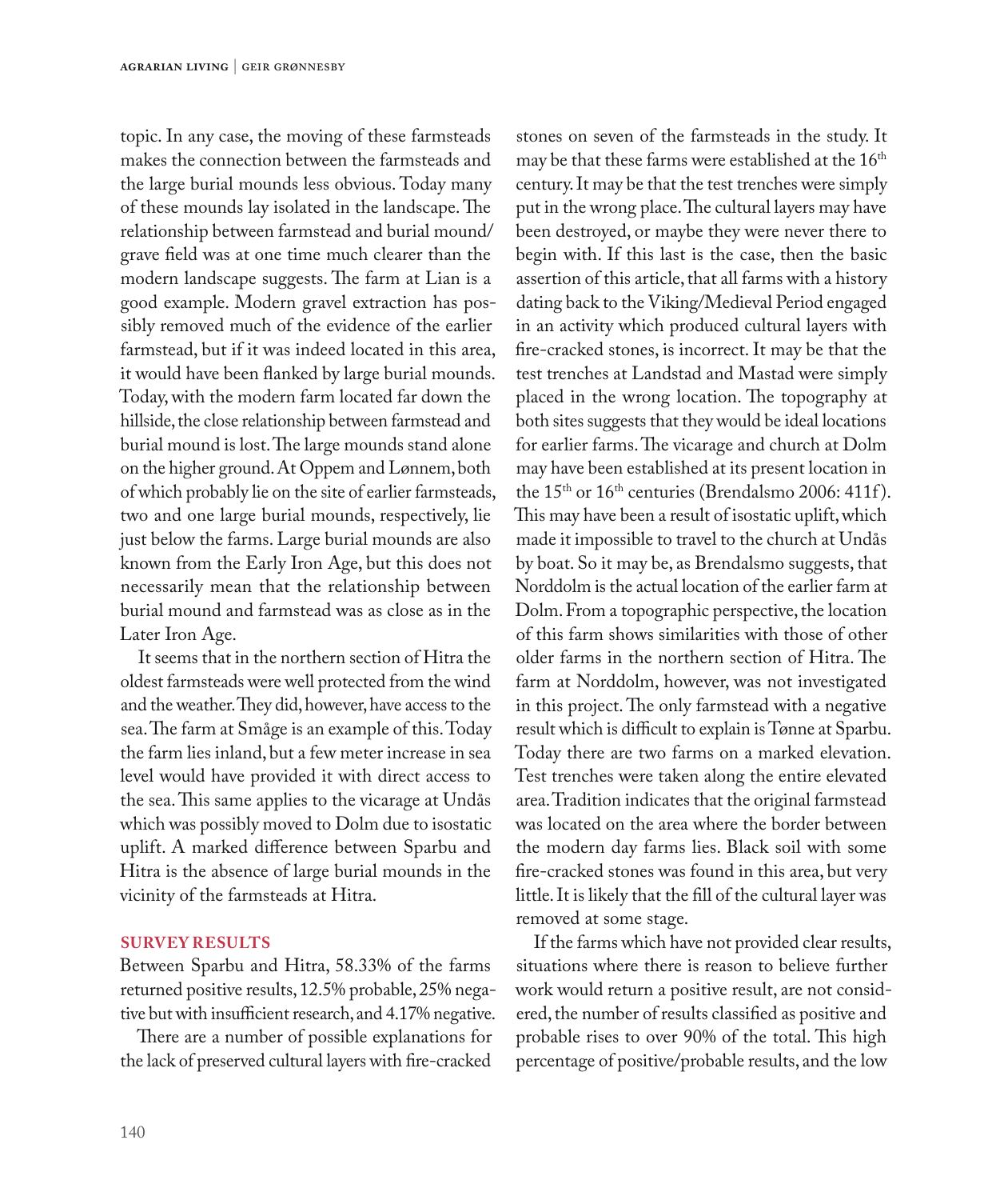topic. In any case, the moving of these farmsteads makes the connection between the farmsteads and the large burial mounds less obvious. Today many of these mounds lay isolated in the landscape. The relationship between farmstead and burial mound/ grave field was at one time much clearer than the modern landscape suggests. The farm at Lian is a good example. Modern gravel extraction has possibly removed much of the evidence of the earlier farmstead, but if it was indeed located in this area, it would have been flanked by large burial mounds. Today, with the modern farm located far down the hillside, the close relationship between farmstead and burial mound is lost. The large mounds stand alone on the higher ground. At Oppem and Lønnem, both of which probably lie on the site of earlier farmsteads, two and one large burial mounds, respectively, lie just below the farms. Large burial mounds are also known from the Early Iron Age, but this does not necessarily mean that the relationship between burial mound and farmstead was as close as in the Later Iron Age.

It seems that in the northern section of Hitra the oldest farmsteads were well protected from the wind and the weather. They did, however, have access to the sea. The farm at Småge is an example of this. Today the farm lies inland, but a few meter increase in sea level would have provided it with direct access to the sea. This same applies to the vicarage at Undås which was possibly moved to Dolm due to isostatic uplift. A marked difference between Sparbu and Hitra is the absence of large burial mounds in the vicinity of the farmsteads at Hitra.

## SURVEY RESULTS

Between Sparbu and Hitra, 58.33% of the farms returned positive results, 12.5% probable, 25% negative but with insufficient research, and 4.17% negative.

There are a number of possible explanations for the lack of preserved cultural layers with fire-cracked stones on seven of the farmsteads in the study. It may be that these farms were established at the 16th century. It may be that the test trenches were simply put in the wrong place. The cultural layers may have been destroyed, or maybe they were never there to begin with. If this last is the case, then the basic assertion of this article, that all farms with a history dating back to the Viking/Medieval Period engaged in an activity which produced cultural layers with fire-cracked stones, is incorrect. It may be that the test trenches at Landstad and Mastad were simply placed in the wrong location. The topography at both sites suggests that they would be ideal locations for earlier farms. The vicarage and church at Dolm may have been established at its present location in the 15th or 16th centuries (Brendalsmo 2006: 411f). This may have been a result of isostatic uplift, which made it impossible to travel to the church at Undås by boat. So it may be, as Brendalsmo suggests, that Norddolm is the actual location of the earlier farm at Dolm. From a topographic perspective, the location of this farm shows similarities with those of other older farms in the northern section of Hitra. The farm at Norddolm, however, was not investigated in this project. The only farmstead with a negative result which is difficult to explain is Tønne at Sparbu. Today there are two farms on a marked elevation. Test trenches were taken along the entire elevated area. Tradition indicates that the original farmstead was located on the area where the border between the modern day farms lies. Black soil with some fire-cracked stones was found in this area, but very little. It is likely that the fill of the cultural layer was removed at some stage.

If the farms which have not provided clear results, situations where there is reason to believe further work would return a positive result, are not considered, the number of results classified as positive and probable rises to over 90% of the total. This high percentage of positive/probable results, and the low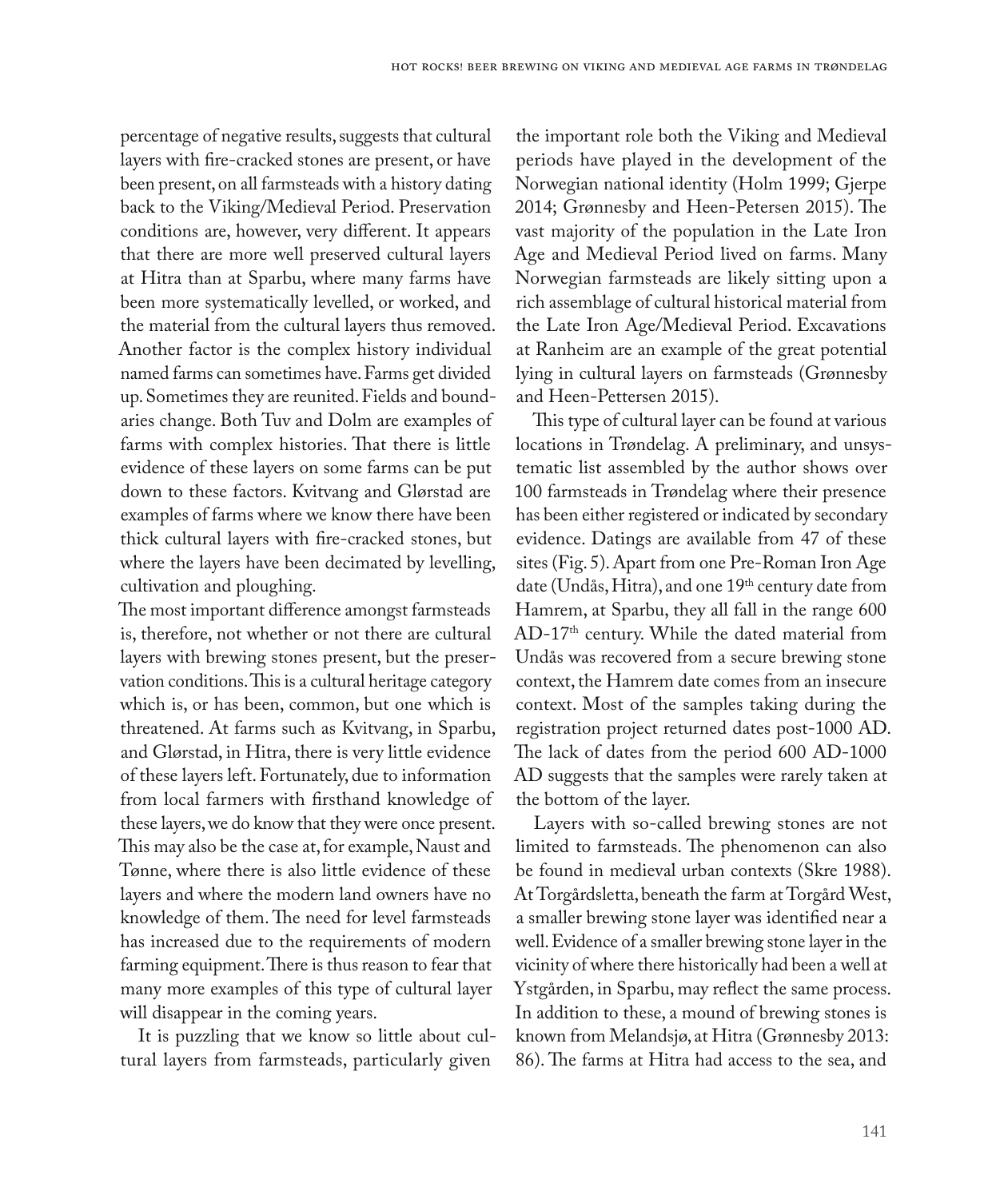percentage of negative results, suggests that cultural layers with fire-cracked stones are present, or have been present, on all farmsteads with a history dating back to the Viking/Medieval Period. Preservation conditions are, however, very different. It appears that there are more well preserved cultural layers at Hitra than at Sparbu, where many farms have been more systematically levelled, or worked, and the material from the cultural layers thus removed. Another factor is the complex history individual named farms can sometimes have. Farms get divided up. Sometimes they are reunited. Fields and boundaries change. Both Tuv and Dolm are examples of farms with complex histories. That there is little evidence of these layers on some farms can be put down to these factors. Kvitvang and Glørstad are examples of farms where we know there have been thick cultural layers with fire-cracked stones, but where the layers have been decimated by levelling, cultivation and ploughing.

The most important difference amongst farmsteads is, therefore, not whether or not there are cultural layers with brewing stones present, but the preservation conditions. This is a cultural heritage category which is, or has been, common, but one which is threatened. At farms such as Kvitvang, in Sparbu, and Glørstad, in Hitra, there is very little evidence of these layers left. Fortunately, due to information from local farmers with firsthand knowledge of these layers, we do know that they were once present. This may also be the case at, for example, Naust and Tønne, where there is also little evidence of these layers and where the modern land owners have no knowledge of them. The need for level farmsteads has increased due to the requirements of modern farming equipment. There is thus reason to fear that many more examples of this type of cultural layer will disappear in the coming years.

It is puzzling that we know so little about cultural layers from farmsteads, particularly given the important role both the Viking and Medieval periods have played in the development of the Norwegian national identity (Holm 1999; Gjerpe 2014; Grønnesby and Heen-Petersen 2015). The vast majority of the population in the Late Iron Age and Medieval Period lived on farms. Many Norwegian farmsteads are likely sitting upon a rich assemblage of cultural historical material from the Late Iron Age/Medieval Period. Excavations at Ranheim are an example of the great potential lying in cultural layers on farmsteads (Grønnesby and Heen-Pettersen 2015).

This type of cultural layer can be found at various locations in Trøndelag. A preliminary, and unsystematic list assembled by the author shows over 100 farmsteads in Trøndelag where their presence has been either registered or indicated by secondary evidence. Datings are available from 47 of these sites (Fig. 5). Apart from one Pre-Roman Iron Age date (Undås, Hitra), and one 19th century date from Hamrem, at Sparbu, they all fall in the range 600 AD-17th century. While the dated material from Undås was recovered from a secure brewing stone context, the Hamrem date comes from an insecure context. Most of the samples taking during the registration project returned dates post-1000 AD. The lack of dates from the period 600 AD-1000 AD suggests that the samples were rarely taken at the bottom of the layer.

Layers with so-called brewing stones are not limited to farmsteads. The phenomenon can also be found in medieval urban contexts (Skre 1988). At Torgårdsletta, beneath the farm at Torgård West, a smaller brewing stone layer was identified near a well. Evidence of a smaller brewing stone layer in the vicinity of where there historically had been a well at Ystgården, in Sparbu, may reflect the same process. In addition to these, a mound of brewing stones is known from Melandsjø, at Hitra (Grønnesby 2013: 86). The farms at Hitra had access to the sea, and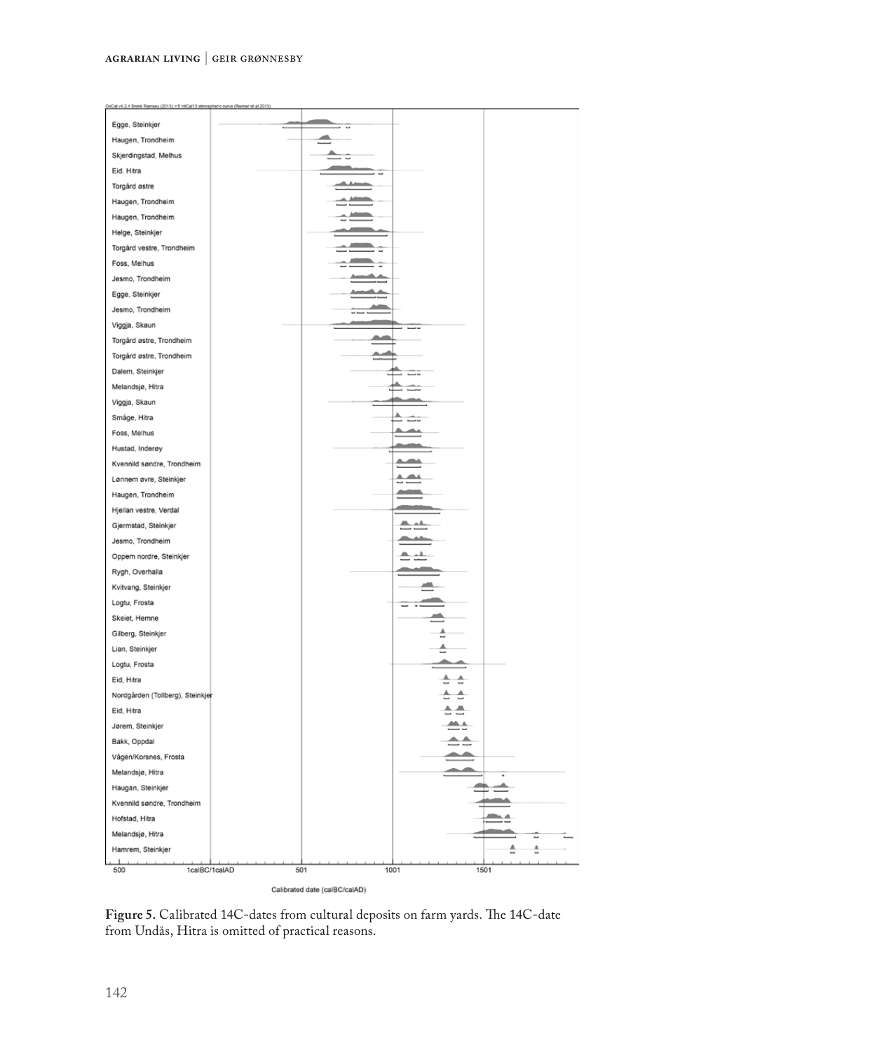**Figure 5.** Calibrated 14C-dates from cultural deposits on farm yards. The 14C-date from Undås, Hitra is omitted of practical reasons.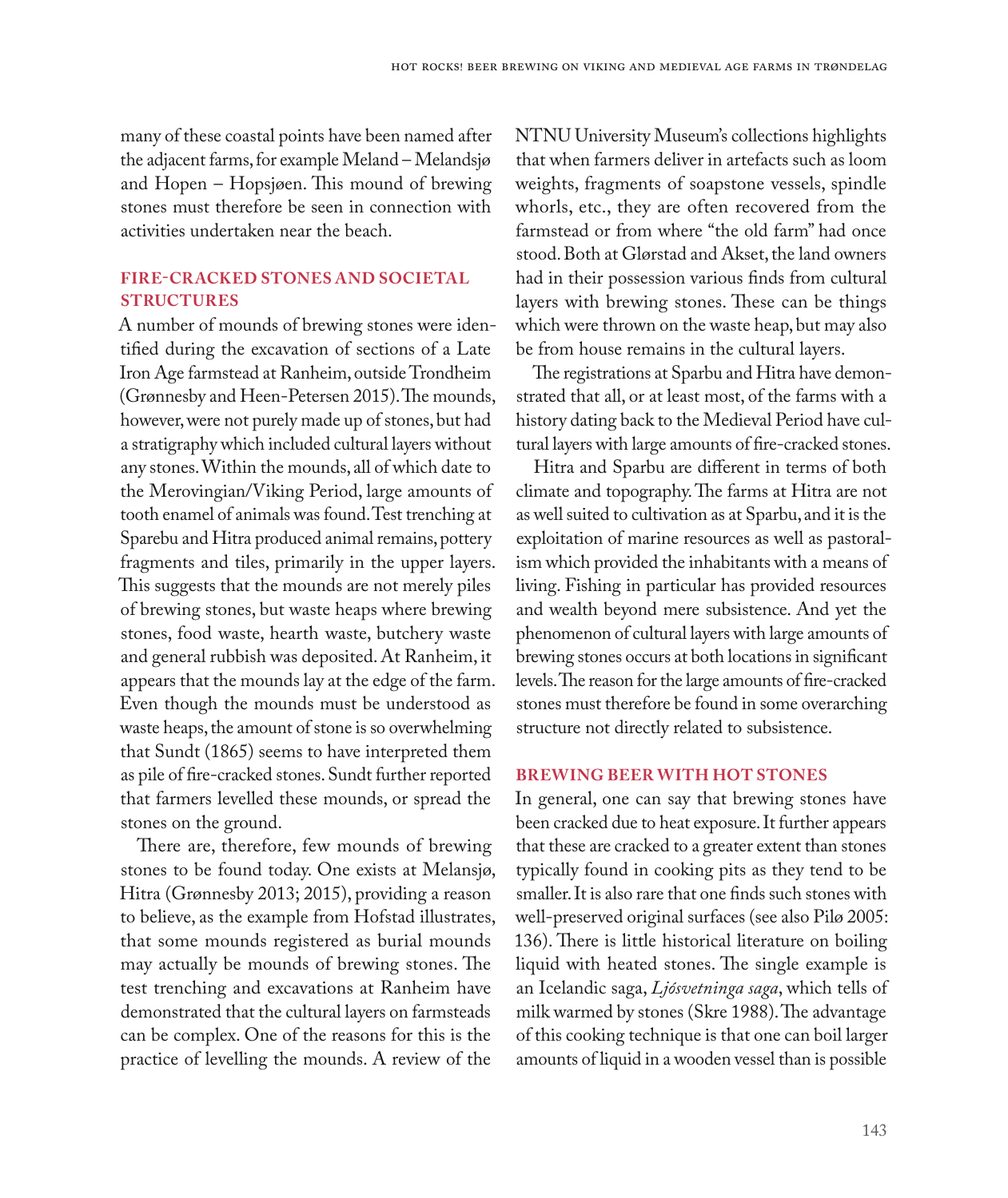many of these coastal points have been named after the adjacent farms, for example Meland – Melandsjø and Hopen – Hopsjøen. This mound of brewing stones must therefore be seen in connection with activities undertaken near the beach.

## FIRE-CRACKED STONES AND SOCIETAL STRUCTURES

A number of mounds of brewing stones were identified during the excavation of sections of a Late Iron Age farmstead at Ranheim, outside Trondheim (Grønnesby and Heen-Petersen 2015). The mounds, however, were not purely made up of stones, but had a stratigraphy which included cultural layers without any stones. Within the mounds, all of which date to the Merovingian/Viking Period, large amounts of tooth enamel of animals was found. Test trenching at Sparebu and Hitra produced animal remains, pottery fragments and tiles, primarily in the upper layers. This suggests that the mounds are not merely piles of brewing stones, but waste heaps where brewing stones, food waste, hearth waste, butchery waste and general rubbish was deposited. At Ranheim, it appears that the mounds lay at the edge of the farm. Even though the mounds must be understood as waste heaps, the amount of stone is so overwhelming that Sundt (1865) seems to have interpreted them as pile of fire-cracked stones. Sundt further reported that farmers levelled these mounds, or spread the stones on the ground.

There are, therefore, few mounds of brewing stones to be found today. One exists at Melansjø, Hitra (Grønnesby 2013; 2015), providing a reason to believe, as the example from Hofstad illustrates, that some mounds registered as burial mounds may actually be mounds of brewing stones. The test trenching and excavations at Ranheim have demonstrated that the cultural layers on farmsteads can be complex. One of the reasons for this is the practice of levelling the mounds. A review of the NTNU University Museum's collections highlights that when farmers deliver in artefacts such as loom weights, fragments of soapstone vessels, spindle whorls, etc., they are often recovered from the farmstead or from where "the old farm" had once stood. Both at Glørstad and Akset, the land owners had in their possession various finds from cultural layers with brewing stones. These can be things which were thrown on the waste heap, but may also be from house remains in the cultural layers.

The registrations at Sparbu and Hitra have demonstrated that all, or at least most, of the farms with a history dating back to the Medieval Period have cultural layers with large amounts of fire-cracked stones.

Hitra and Sparbu are different in terms of both climate and topography. The farms at Hitra are not as well suited to cultivation as at Sparbu, and it is the exploitation of marine resources as well as pastoralism which provided the inhabitants with a means of living. Fishing in particular has provided resources and wealth beyond mere subsistence. And yet the phenomenon of cultural layers with large amounts of brewing stones occurs at both locations in significant levels. The reason for the large amounts of fire-cracked stones must therefore be found in some overarching structure not directly related to subsistence.

## BREWING BEER WITH HOT STONES

In general, one can say that brewing stones have been cracked due to heat exposure. It further appears that these are cracked to a greater extent than stones typically found in cooking pits as they tend to be smaller. It is also rare that one finds such stones with well-preserved original surfaces (see also Pilø 2005: 136). There is little historical literature on boiling liquid with heated stones. The single example is an Icelandic saga, *Ljósvetninga saga*, which tells of milk warmed by stones (Skre 1988). The advantage of this cooking technique is that one can boil larger amounts of liquid in a wooden vessel than is possible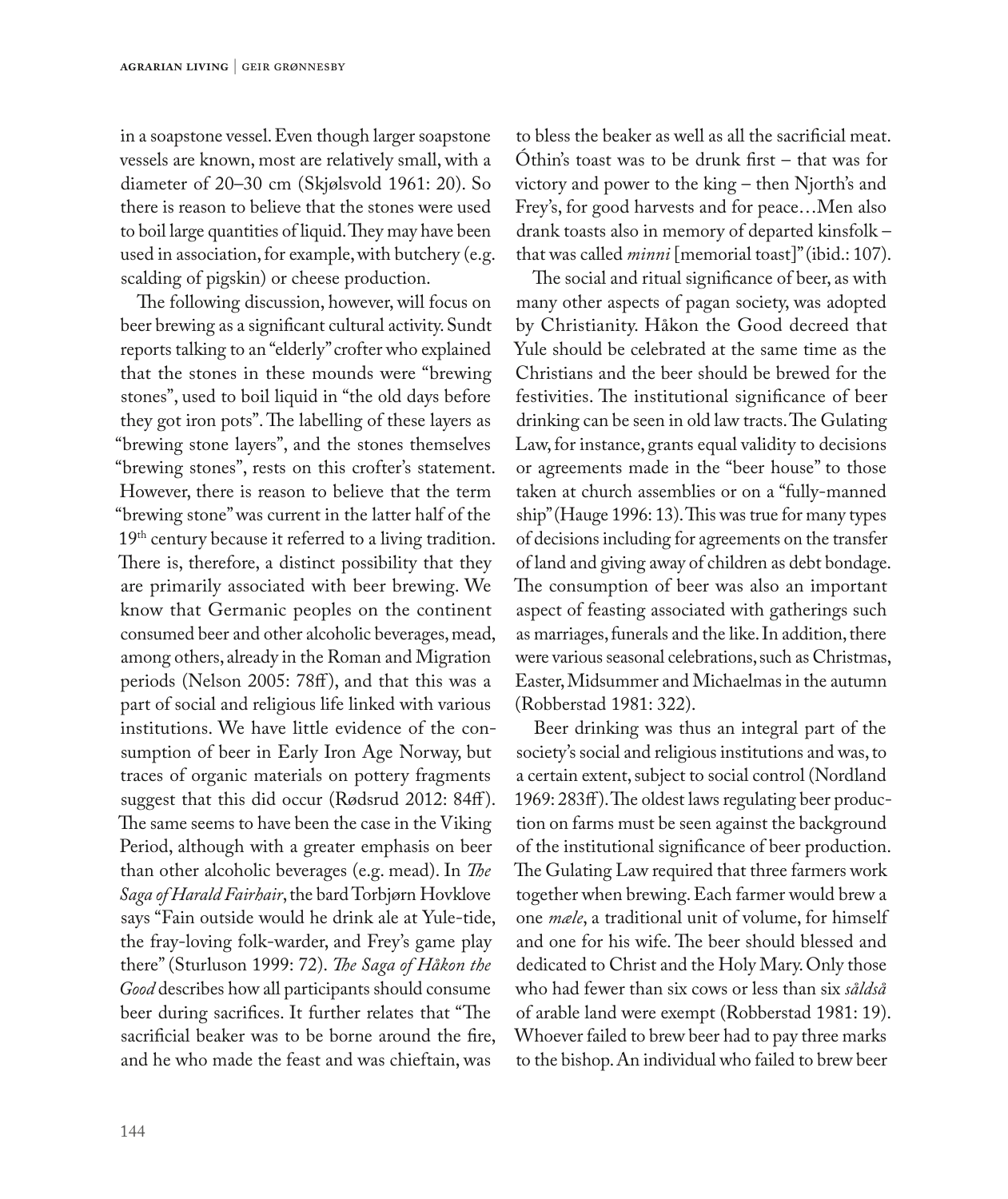in a soapstone vessel. Even though larger soapstone vessels are known, most are relatively small, with a diameter of 20–30 cm (Skjølsvold 1961: 20). So there is reason to believe that the stones were used to boil large quantities of liquid. They may have been used in association, for example, with butchery (e.g. scalding of pigskin) or cheese production.

The following discussion, however, will focus on beer brewing as a significant cultural activity. Sundt reports talking to an "elderly" crofter who explained that the stones in these mounds were "brewing stones", used to boil liquid in "the old days before they got iron pots". The labelling of these layers as "brewing stone layers", and the stones themselves "brewing stones", rests on this crofter's statement. However, there is reason to believe that the term "brewing stone" was current in the latter half of the 19th century because it referred to a living tradition. There is, therefore, a distinct possibility that they are primarily associated with beer brewing. We know that Germanic peoples on the continent consumed beer and other alcoholic beverages, mead, among others, already in the Roman and Migration periods (Nelson 2005: 78ff), and that this was a part of social and religious life linked with various institutions. We have little evidence of the consumption of beer in Early Iron Age Norway, but traces of organic materials on pottery fragments suggest that this did occur (Rødsrud 2012: 84ff). The same seems to have been the case in the Viking Period, although with a greater emphasis on beer than other alcoholic beverages (e.g. mead). In *The Saga of Harald Fairhair*, the bard Torbjørn Hovklove says "Fain outside would he drink ale at Yule-tide, the fray-loving folk-warder, and Frey's game play there" (Sturluson 1999: 72). *The Saga of Håkon the Good* describes how all participants should consume beer during sacrifices. It further relates that "The sacrificial beaker was to be borne around the fire, and he who made the feast and was chieftain, was to bless the beaker as well as all the sacrificial meat. Óthin's toast was to be drunk first – that was for victory and power to the king – then Njorth's and Frey's, for good harvests and for peace…Men also drank toasts also in memory of departed kinsfolk – that was called *minni* [memorial toast]" (ibid.: 107).

The social and ritual significance of beer, as with many other aspects of pagan society, was adopted by Christianity. Håkon the Good decreed that Yule should be celebrated at the same time as the Christians and the beer should be brewed for the festivities. The institutional significance of beer drinking can be seen in old law tracts. The Gulating Law, for instance, grants equal validity to decisions or agreements made in the "beer house" to those taken at church assemblies or on a "fully-manned ship" (Hauge 1996: 13). This was true for many types of decisions including for agreements on the transfer of land and giving away of children as debt bondage. The consumption of beer was also an important aspect of feasting associated with gatherings such as marriages, funerals and the like. In addition, there were various seasonal celebrations, such as Christmas, Easter, Midsummer and Michaelmas in the autumn (Robberstad 1981: 322).

Beer drinking was thus an integral part of the society's social and religious institutions and was, to a certain extent, subject to social control (Nordland 1969: 283ff). The oldest laws regulating beer production on farms must be seen against the background of the institutional significance of beer production. The Gulating Law required that three farmers work together when brewing. Each farmer would brew a one *mæle*, a traditional unit of volume, for himself and one for his wife. The beer should blessed and dedicated to Christ and the Holy Mary. Only those who had fewer than six cows or less than six *såldså* of arable land were exempt (Robberstad 1981: 19). Whoever failed to brew beer had to pay three marks to the bishop. An individual who failed to brew beer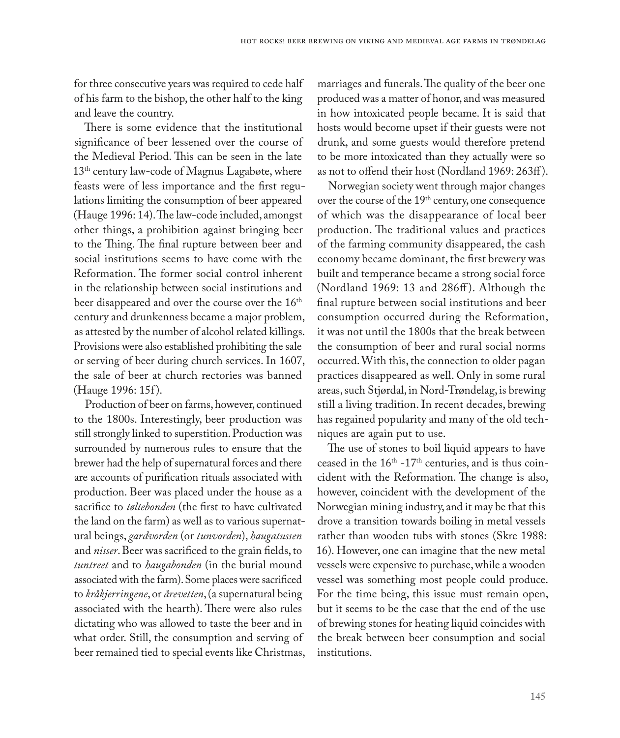for three consecutive years was required to cede half of his farm to the bishop, the other half to the king and leave the country.

There is some evidence that the institutional significance of beer lessened over the course of the Medieval Period. This can be seen in the late 13th century law-code of Magnus Lagabøte, where feasts were of less importance and the first regulations limiting the consumption of beer appeared (Hauge 1996: 14). The law-code included, amongst other things, a prohibition against bringing beer to the Thing. The final rupture between beer and social institutions seems to have come with the Reformation. The former social control inherent in the relationship between social institutions and beer disappeared and over the course over the 16th century and drunkenness became a major problem, as attested by the number of alcohol related killings. Provisions were also established prohibiting the sale or serving of beer during church services. In 1607, the sale of beer at church rectories was banned (Hauge 1996: 15f).

Production of beer on farms, however, continued to the 1800s. Interestingly, beer production was still strongly linked to superstition. Production was surrounded by numerous rules to ensure that the brewer had the help of supernatural forces and there are accounts of purification rituals associated with production. Beer was placed under the house as a sacrifice to *tøltebonden* (the first to have cultivated the land on the farm) as well as to various supernatural beings, *gardvorden* (or *tunvorden*), *haugatussen* and *nisser*. Beer was sacrificed to the grain fields, to *tuntreet* and to *haugabonden* (in the burial mound associated with the farm). Some places were sacrificed to *kråkjerringene*, or *årevetten*, (a supernatural being associated with the hearth). There were also rules dictating who was allowed to taste the beer and in what order. Still, the consumption and serving of beer remained tied to special events like Christmas, marriages and funerals. The quality of the beer one produced was a matter of honor, and was measured in how intoxicated people became. It is said that hosts would become upset if their guests were not drunk, and some guests would therefore pretend to be more intoxicated than they actually were so as not to offend their host (Nordland 1969: 263ff).

Norwegian society went through major changes over the course of the 19th century, one consequence of which was the disappearance of local beer production. The traditional values and practices of the farming community disappeared, the cash economy became dominant, the first brewery was built and temperance became a strong social force (Nordland 1969: 13 and 286ff). Although the final rupture between social institutions and beer consumption occurred during the Reformation, it was not until the 1800s that the break between the consumption of beer and rural social norms occurred. With this, the connection to older pagan practices disappeared as well. Only in some rural areas, such Stjørdal, in Nord-Trøndelag, is brewing still a living tradition. In recent decades, brewing has regained popularity and many of the old techniques are again put to use.

The use of stones to boil liquid appears to have ceased in the 16th -17th centuries, and is thus coincident with the Reformation. The change is also, however, coincident with the development of the Norwegian mining industry, and it may be that this drove a transition towards boiling in metal vessels rather than wooden tubs with stones (Skre 1988: 16). However, one can imagine that the new metal vessels were expensive to purchase, while a wooden vessel was something most people could produce. For the time being, this issue must remain open, but it seems to be the case that the end of the use of brewing stones for heating liquid coincides with the break between beer consumption and social institutions.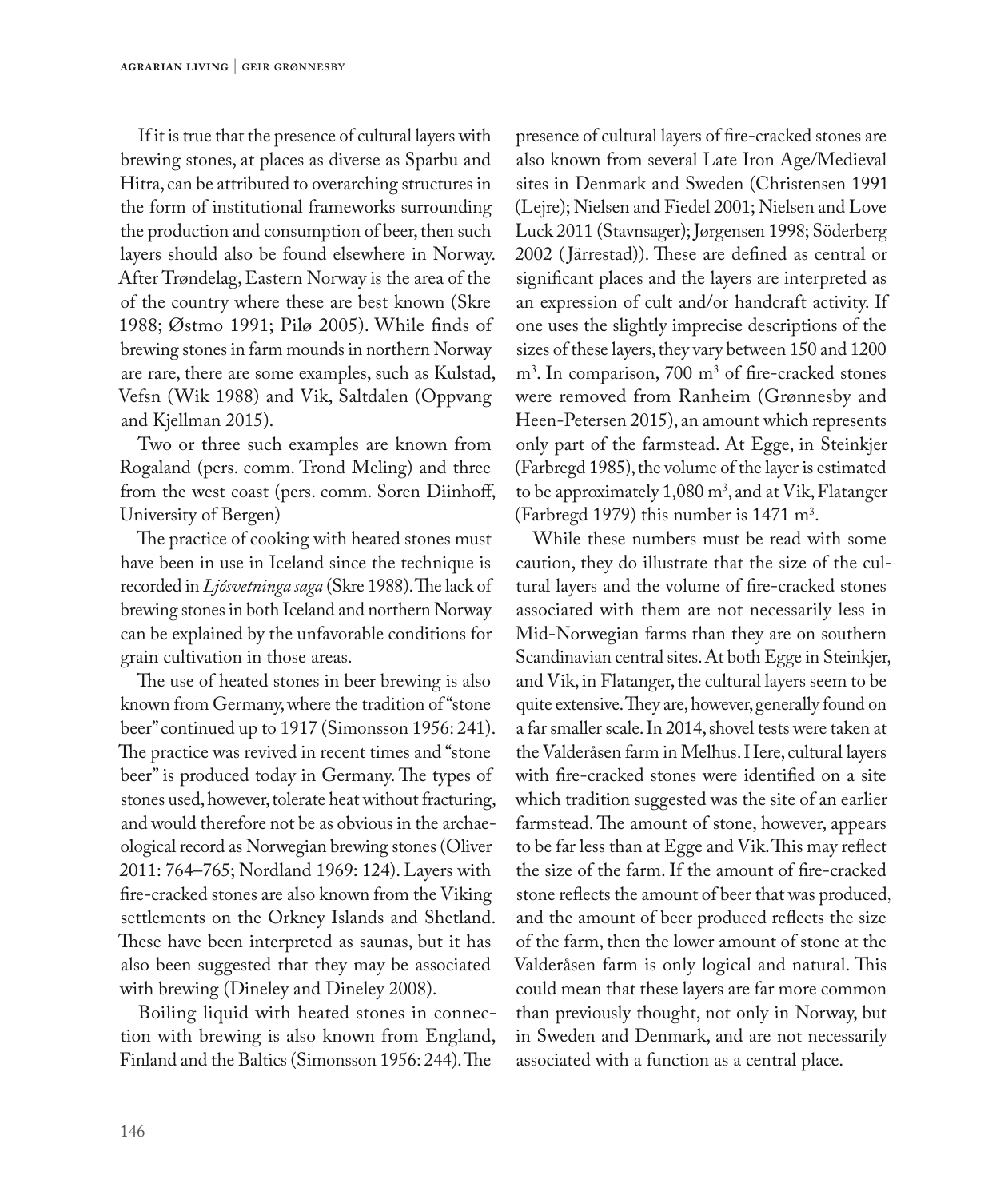If it is true that the presence of cultural layers with brewing stones, at places as diverse as Sparbu and Hitra, can be attributed to overarching structures in the form of institutional frameworks surrounding the production and consumption of beer, then such layers should also be found elsewhere in Norway. After Trøndelag, Eastern Norway is the area of the of the country where these are best known (Skre 1988; Østmo 1991; Pilø 2005). While finds of brewing stones in farm mounds in northern Norway are rare, there are some examples, such as Kulstad, Vefsn (Wik 1988) and Vik, Saltdalen (Oppvang and Kjellman 2015).

Two or three such examples are known from Rogaland (pers. comm. Trond Meling) and three from the west coast (pers. comm. Soren Diinhoff, University of Bergen)

The practice of cooking with heated stones must have been in use in Iceland since the technique is recorded in *Ljósvetninga saga* (Skre 1988). The lack of brewing stones in both Iceland and northern Norway can be explained by the unfavorable conditions for grain cultivation in those areas.

The use of heated stones in beer brewing is also known from Germany, where the tradition of "stone beer" continued up to 1917 (Simonsson 1956: 241). The practice was revived in recent times and "stone beer" is produced today in Germany. The types of stones used, however, tolerate heat without fracturing, and would therefore not be as obvious in the archaeological record as Norwegian brewing stones (Oliver 2011: 764–765; Nordland 1969: 124). Layers with fire-cracked stones are also known from the Viking settlements on the Orkney Islands and Shetland. These have been interpreted as saunas, but it has also been suggested that they may be associated with brewing (Dineley and Dineley 2008).

Boiling liquid with heated stones in connection with brewing is also known from England, Finland and the Baltics (Simonsson 1956: 244). The presence of cultural layers of fire-cracked stones are also known from several Late Iron Age/Medieval sites in Denmark and Sweden (Christensen 1991 (Lejre); Nielsen and Fiedel 2001; Nielsen and Love Luck 2011 (Stavnsager); Jørgensen 1998; Söderberg 2002 (Järrestad)). These are defined as central or significant places and the layers are interpreted as an expression of cult and/or handcraft activity. If one uses the slightly imprecise descriptions of the sizes of these layers, they vary between 150 and 1200 $m^3$. In comparison, 700 $m^3$ of fire-cracked stones were removed from Ranheim (Grønnesby and Heen-Petersen 2015), an amount which represents only part of the farmstead. At Egge, in Steinkjer (Farbregd 1985), the volume of the layer is estimated to be approximately 1,080 $m^3$, and at Vik, Flatanger (Farbregd 1979) this number is 1471 $m^3$.

While these numbers must be read with some caution, they do illustrate that the size of the cultural layers and the volume of fire-cracked stones associated with them are not necessarily less in Mid-Norwegian farms than they are on southern Scandinavian central sites. At both Egge in Steinkjer, and Vik, in Flatanger, the cultural layers seem to be quite extensive. They are, however, generally found on a far smaller scale. In 2014, shovel tests were taken at the Valderåsen farm in Melhus. Here, cultural layers with fire-cracked stones were identified on a site which tradition suggested was the site of an earlier farmstead. The amount of stone, however, appears to be far less than at Egge and Vik. This may reflect the size of the farm. If the amount of fire-cracked stone reflects the amount of beer that was produced, and the amount of beer produced reflects the size of the farm, then the lower amount of stone at the Valderåsen farm is only logical and natural. This could mean that these layers are far more common than previously thought, not only in Norway, but in Sweden and Denmark, and are not necessarily associated with a function as a central place.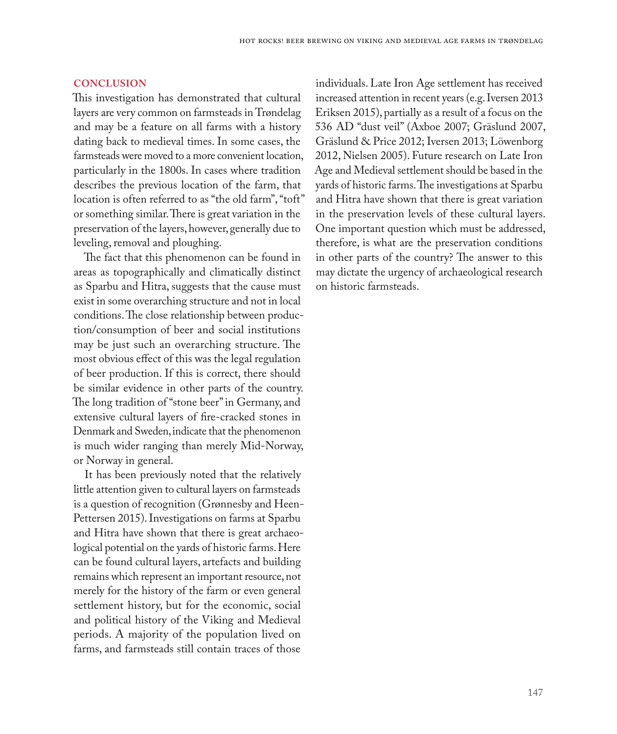## CONCLUSION

This investigation has demonstrated that cultural layers are very common on farmsteads in Trøndelag and may be a feature on all farms with a history dating back to medieval times. In some cases, the farmsteads were moved to a more convenient location, particularly in the 1800s. In cases where tradition describes the previous location of the farm, that location is often referred to as "the old farm", "toft" or something similar. There is great variation in the preservation of the layers, however, generally due to leveling, removal and ploughing.

The fact that this phenomenon can be found in areas as topographically and climatically distinct as Sparbu and Hitra, suggests that the cause must exist in some overarching structure and not in local conditions. The close relationship between production/consumption of beer and social institutions may be just such an overarching structure. The most obvious effect of this was the legal regulation of beer production. If this is correct, there should be similar evidence in other parts of the country. The long tradition of "stone beer" in Germany, and extensive cultural layers of fire-cracked stones in Denmark and Sweden, indicate that the phenomenon is much wider ranging than merely Mid-Norway, or Norway in general.

It has been previously noted that the relatively little attention given to cultural layers on farmsteads is a question of recognition (Grønnesby and Heen-Pettersen 2015). Investigations on farms at Sparbu and Hitra have shown that there is great archaeological potential on the yards of historic farms. Here can be found cultural layers, artefacts and building remains which represent an important resource, not merely for the history of the farm or even general settlement history, but for the economic, social and political history of the Viking and Medieval periods. A majority of the population lived on farms, and farmsteads still contain traces of those individuals. Late Iron Age settlement has received increased attention in recent years (e.g. Iversen 2013 Eriksen 2015), partially as a result of a focus on the 536 AD "dust veil" (Axboe 2007; Gräslund 2007, Gräslund & Price 2012; Iversen 2013; Löwenborg 2012, Nielsen 2005). Future research on Late Iron Age and Medieval settlement should be based in the yards of historic farms. The investigations at Sparbu and Hitra have shown that there is great variation in the preservation levels of these cultural layers. One important question which must be addressed, therefore, is what are the preservation conditions in other parts of the country? The answer to this may dictate the urgency of archaeological research on historic farmsteads.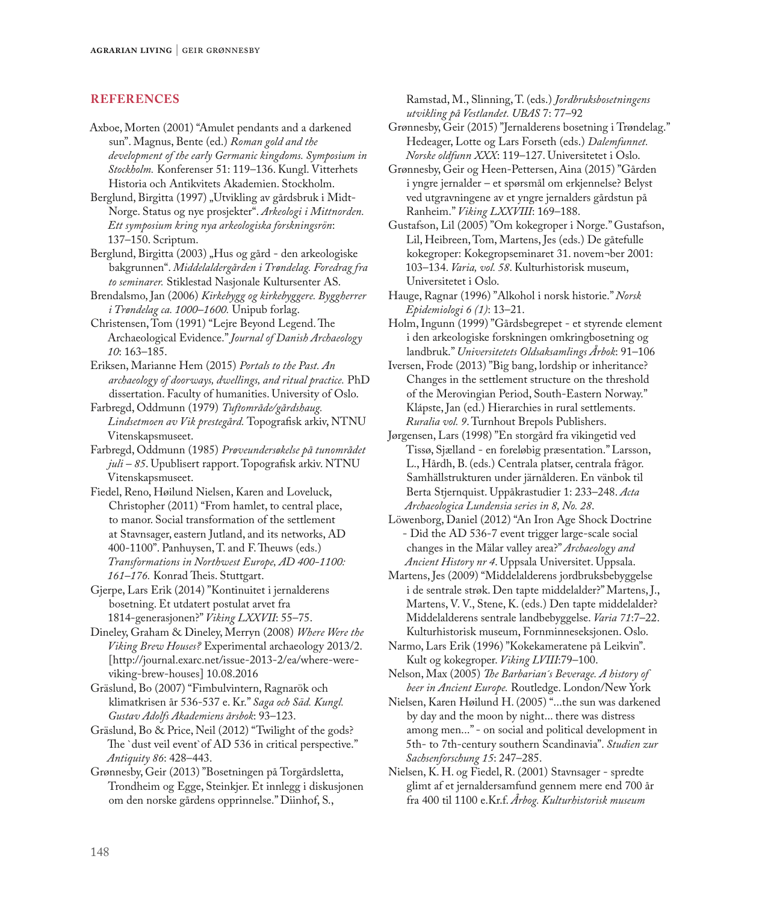## REFERENCES

Axboe, Morten (2001) "Amulet pendants and a darkened sun". Magnus, Bente (ed.) *Roman gold and the development of the early Germanic kingdoms. Symposium in Stockholm.* Konferenser 51: 119–136. Kungl. Vitterhets Historia och Antikvitets Akademien. Stockholm.

Berglund, Birgitta (1997) „Utvikling av gårdsbruk i Midt-Norge. Status og nye prosjekter". *Arkeologi i Mittnorden. Ett symposium kring nya arkeologiska forskningsrön*: 137–150. Scriptum.

Berglund, Birgitta (2003) „Hus og gård - den arkeologiske bakgrunnen". *Middelaldergården i Trøndelag. Foredrag fra to seminarer.* Stiklestad Nasjonale Kultursenter AS.

Brendalsmo, Jan (2006) *Kirkebygg og kirkebyggere. Byggherrer i Trøndelag ca. 1000–1600.* Unipub forlag.

Christensen, Tom (1991) "Lejre Beyond Legend. The Archaeological Evidence." *Journal of Danish Archaeology 10*: 163–185.

Eriksen, Marianne Hem (2015) *Portals to the Past. An archaeology of doorways, dwellings, and ritual practice.* PhD dissertation. Faculty of humanities. University of Oslo.

Farbregd, Oddmunn (1979) *Tuftområde/gårdshaug. Lindsetmoen av Vik prestegård.* Topografisk arkiv, NTNU Vitenskapsmuseet.

Farbregd, Oddmunn (1985) *Prøveundersøkelse på tunområdet juli – 85*. Upublisert rapport. Topografisk arkiv. NTNU Vitenskapsmuseet.

Fiedel, Reno, Høilund Nielsen, Karen and Loveluck, Christopher (2011) "From hamlet, to central place, to manor. Social transformation of the settlement at Stavnsager, eastern Jutland, and its networks, AD 400-1100". Panhuysen, T. and F. Theuws (eds.) *Transformations in Northwest Europe, AD 400-1100: 161–176.* Konrad Theis. Stuttgart.

Gjerpe, Lars Erik (2014) "Kontinuitet i jernalderens bosetning. Et utdatert postulat arvet fra 1814-generasjonen?" *Viking LXXVII*: 55–75.

Dineley, Graham & Dineley, Merryn (2008) *Where Were the Viking Brew Houses?* Experimental archaeology 2013/2. [http://journal.exarc.net/issue-2013-2/ea/where-were-viking-brew-houses] 10.08.2016

Gräslund, Bo (2007) "Fimbulvintern, Ragnarök och klimatkrisen år 536-537 e. Kr." *Saga och Säd. Kungl. Gustav Adolfs Akademiens årsbok*: 93–123.

Gräslund, Bo & Price, Neil (2012) "Twilight of the gods? The `dust veil event`of AD 536 in critical perspective." *Antiquity 86*: 428–443.

Grønnesby, Geir (2013) "Bosetningen på Torgårdsletta, Trondheim og Egge, Steinkjer. Et innlegg i diskusjonen om den norske gårdens opprinnelse." Diinhof, S., Ramstad, M., Slinning, T. (eds.) *Jordbruksbosetningens utvikling på Vestlandet. UBAS* 7: 77–92

Grønnesby, Geir (2015) "Jernalderens bosetning i Trøndelag." Hedeager, Lotte og Lars Forseth (eds.) *Dalemfunnet. Norske oldfunn XXX*: 119–127. Universitetet i Oslo.

Grønnesby, Geir og Heen-Pettersen, Aina (2015) "Gården i yngre jernalder – et spørsmål om erkjennelse? Belyst ved utgravningene av et yngre jernalders gårdstun på Ranheim." *Viking LXXVIII*: 169–188.

Gustafson, Lil (2005) "Om kokegroper i Norge." Gustafson, Lil, Heibreen, Tom, Martens, Jes (eds.) De gåtefulle kokegroper: Kokegropseminaret 31. novem¬ber 2001: 103–134. *Varia, vol. 58*. Kulturhistorisk museum, Universitetet i Oslo.

Hauge, Ragnar (1996) "Alkohol i norsk historie." *Norsk Epidemiologi 6 (1)*: 13–21.

Holm, Ingunn (1999) "Gårdsbegrepet - et styrende element i den arkeologiske forskningen omkringbosetning og landbruk." *Universitetets Oldsaksamlings Årbok*: 91–106

Iversen, Frode (2013) "Big bang, lordship or inheritance? Changes in the settlement structure on the threshold of the Merovingian Period, South-Eastern Norway." Klápste, Jan (ed.) Hierarchies in rural settlements. *Ruralia vol. 9*. Turnhout Brepols Publishers.

Jørgensen, Lars (1998) "En storgård fra vikingetid ved Tissø, Sjælland - en foreløbig præsentation." Larsson, L., Hårdh, B. (eds.) Centrala platser, centrala frågor. Samhällstrukturen under järnålderen. En vänbok til Berta Stjernquist. Uppåkrastudier 1: 233–248. *Acta Archaeologica Lundensia series in 8, No. 28*.

Löwenborg, Daniel (2012) "An Iron Age Shock Doctrine - Did the AD 536-7 event trigger large-scale social changes in the Mälar valley area?" *Archaeology and Ancient History nr 4*. Uppsala Universitet. Uppsala.

Martens, Jes (2009) "Middelalderens jordbruksbebyggelse i de sentrale strøk. Den tapte middelalder?" Martens, J., Martens, V. V., Stene, K. (eds.) Den tapte middelalder? Middelalderens sentrale landbebyggelse. *Varia 71*:7–22. Kulturhistorisk museum, Fornminneseksjonen. Oslo.

Narmo, Lars Erik (1996) "Kokekameratene på Leikvin". Kult og kokegroper. *Viking LVIII*:79–100.

Nelson, Max (2005) *The Barbarian´s Beverage. A history of beer in Ancient Europe.* Routledge. London/New York

Nielsen, Karen Høilund H. (2005) "...the sun was darkened by day and the moon by night... there was distress among men..." - on social and political development in 5th- to 7th-century southern Scandinavia". *Studien zur Sachsenforschung 15*: 247–285.

Nielsen, K. H. og Fiedel, R. (2001) Stavnsager - spredte glimt af et jernaldersamfund gennem mere end 700 år fra 400 til 1100 e.Kr.f. *Årbog. Kulturhistorisk museum*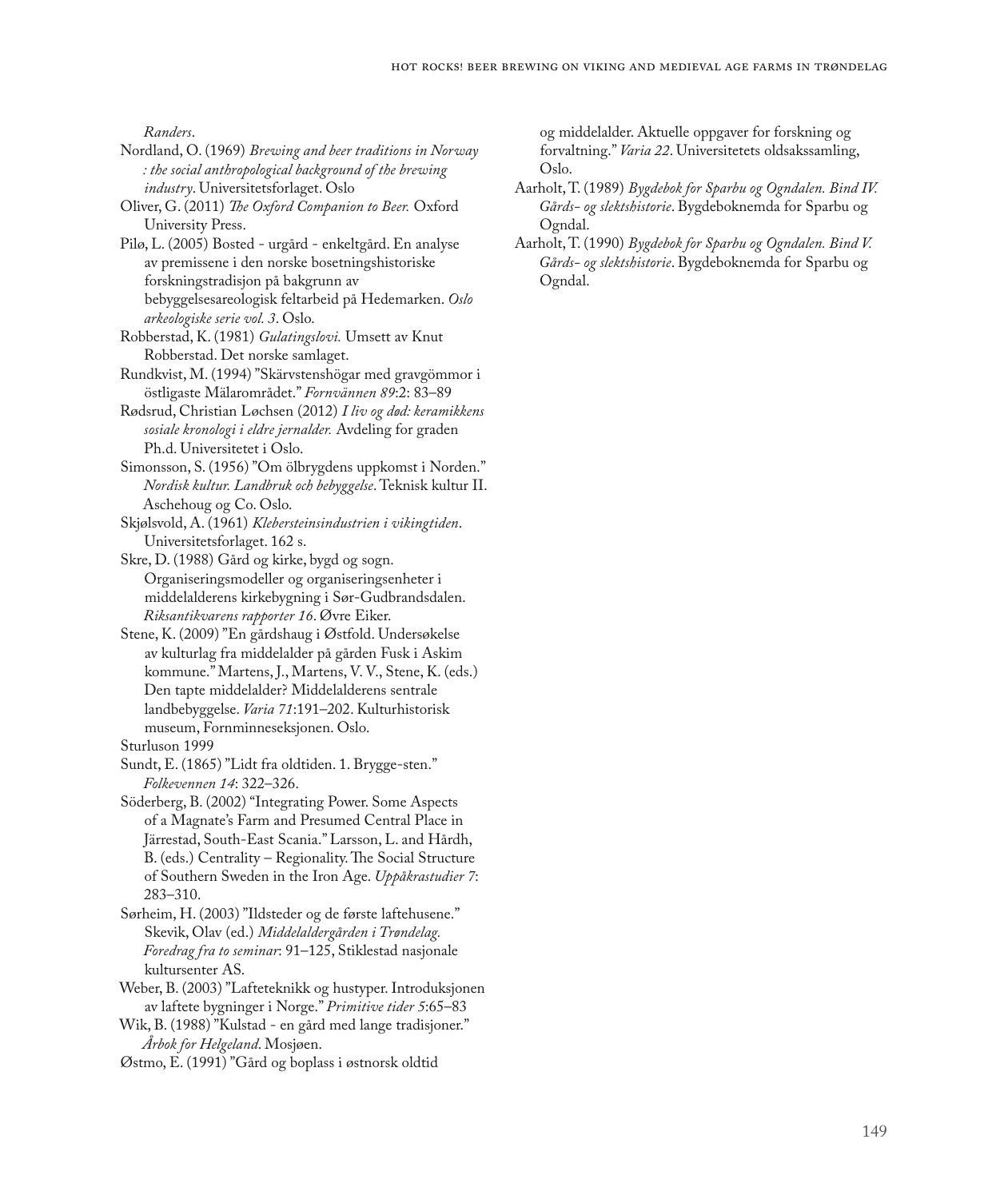*Randers*.

Nordland, O. (1969) *Brewing and beer traditions in Norway : the social anthropological background of the brewing industry*. Universitetsforlaget. Oslo

Oliver, G. (2011) *The Oxford Companion to Beer.* Oxford University Press.

Pilø, L. (2005) Bosted - urgård - enkeltgård. En analyse av premissene i den norske bosetningshistoriske forskningstradisjon på bakgrunn av bebyggelsesareologisk feltarbeid på Hedemarken. *Oslo arkeologiske serie vol. 3*. Oslo.

Robberstad, K. (1981) *Gulatingslovi.* Umsett av Knut Robberstad. Det norske samlaget.

Rundkvist, M. (1994) "Skärvstenshögar med gravgömmor i östligaste Mälarområdet." *Fornvännen 89*:2: 83–89

Rødsrud, Christian Løchsen (2012) *I liv og død: keramikkens sosiale kronologi i eldre jernalder.* Avdeling for graden Ph.d. Universitetet i Oslo.

Simonsson, S. (1956) "Om ölbrygdens uppkomst i Norden." *Nordisk kultur. Landbruk och bebyggelse*. Teknisk kultur II. Aschehoug og Co. Oslo.

Skjølsvold, A. (1961) *Klebersteinsindustrien i vikingtiden*. Universitetsforlaget. 162 s.

Skre, D. (1988) Gård og kirke, bygd og sogn. Organiseringsmodeller og organiseringsenheter i middelalderens kirkebygning i Sør-Gudbrandsdalen. *Riksantikvarens rapporter 16*. Øvre Eiker.

Stene, K. (2009) "En gårdshaug i Østfold. Undersøkelse av kulturlag fra middelalder på gården Fusk i Askim kommune." Martens, J., Martens, V. V., Stene, K. (eds.) Den tapte middelalder? Middelalderens sentrale landbebyggelse. *Varia 71*:191–202. Kulturhistorisk museum, Fornminneseksjonen. Oslo.

Sturluson 1999

Sundt, E. (1865) "Lidt fra oldtiden. 1. Brygge-sten." *Folkevennen 14*: 322–326.

Söderberg, B. (2002) "Integrating Power. Some Aspects of a Magnate's Farm and Presumed Central Place in Järrestad, South-East Scania." Larsson, L. and Hårdh, B. (eds.) Centrality – Regionality. The Social Structure of Southern Sweden in the Iron Age. *Uppåkrastudier 7*: 283–310.

Sørheim, H. (2003) "Ildsteder og de første laftehusene." Skevik, Olav (ed.) *Middelaldergården i Trøndelag. Foredrag fra to seminar*: 91–125, Stiklestad nasjonale kultursenter AS.

Weber, B. (2003) "Lafteteknikk og hustyper. Introduksjonen av laftete bygninger i Norge." *Primitive tider 5*:65–83

Wik, B. (1988) "Kulstad - en gård med lange tradisjoner." *Årbok for Helgeland*. Mosjøen.

Østmo, E. (1991) "Gård og boplass i østnorsk oldtid og middelalder. Aktuelle oppgaver for forskning og forvaltning." *Varia 22*. Universitetets oldsakssamling, Oslo.

Aarholt, T. (1989) *Bygdebok for Sparbu og Ogndalen. Bind IV. Gårds- og slektshistorie*. Bygdeboknemda for Sparbu og Ogndal.

Aarholt, T. (1990) *Bygdebok for Sparbu og Ogndalen. Bind V. Gårds- og slektshistorie*. Bygdeboknemda for Sparbu og Ogndal.